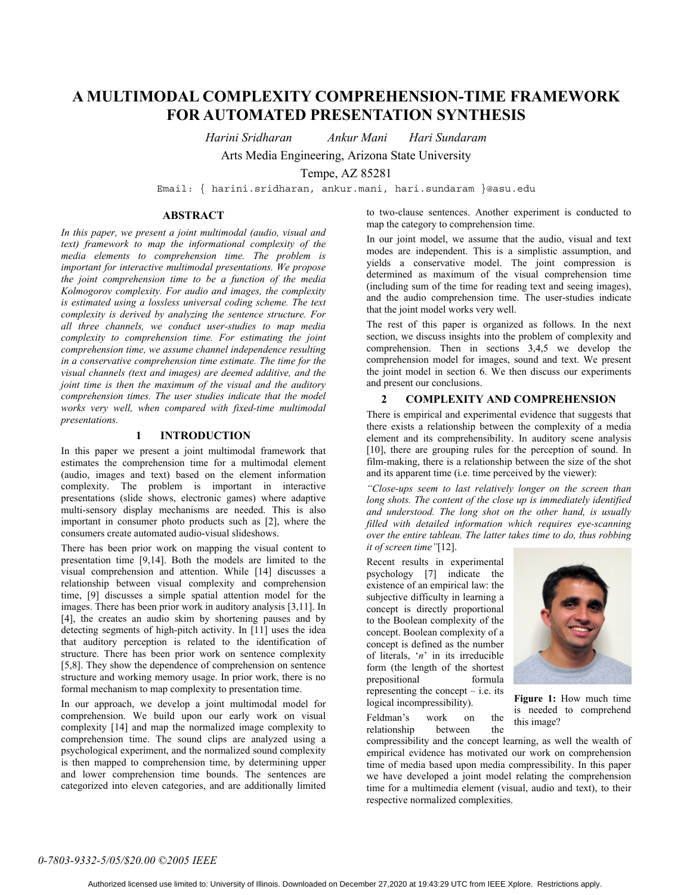# A MULTIMODAL COMPLEXITY COMPREHENSION-TIME FRAMEWORK FOR AUTOMATED PRESENTATION SYNTHESIS

*Harini Sridharan* *Ankur Mani* *Hari Sundaram*

Arts Media Engineering, Arizona State University

Tempe, AZ 85281

Email: { harini.sridharan, ankur.mani, hari.sundaram }@asu.edu

## ABSTRACT

*In this paper, we present a joint multimodal (audio, visual and text) framework to map the informational complexity of the media elements to comprehension time. The problem is important for interactive multimodal presentations. We propose the joint comprehension time to be a function of the media Kolmogorov complexity. For audio and images, the complexity is estimated using a lossless universal coding scheme. The text complexity is derived by analyzing the sentence structure. For all three channels, we conduct user-studies to map media complexity to comprehension time. For estimating the joint comprehension time, we assume channel independence resulting in a conservative comprehension time estimate. The time for the visual channels (text and images) are deemed additive, and the joint time is then the maximum of the visual and the auditory comprehension times. The user studies indicate that the model works very well, when compared with fixed-time multimodal presentations.*

## 1 INTRODUCTION

In this paper we present a joint multimodal framework that estimates the comprehension time for a multimodal element (audio, images and text) based on the element information complexity. The problem is important in interactive presentations (slide shows, electronic games) where adaptive multi-sensory display mechanisms are needed. This is also important in consumer photo products such as [2], where the consumers create automated audio-visual slideshows.

There has been prior work on mapping the visual content to presentation time [9,14]. Both the models are limited to the visual comprehension and attention. While [14] discusses a relationship between visual complexity and comprehension time, [9] discusses a simple spatial attention model for the images. There has been prior work in auditory analysis [3,11]. In [4], the creates an audio skim by shortening pauses and by detecting segments of high-pitch activity. In [11] uses the idea that auditory perception is related to the identification of structure. There has been prior work on sentence complexity [5,8]. They show the dependence of comprehension on sentence structure and working memory usage. In prior work, there is no formal mechanism to map complexity to presentation time.

In our approach, we develop a joint multimodal model for comprehension. We build upon our early work on visual complexity [14] and map the normalized image complexity to comprehension time. The sound clips are analyzed using a psychological experiment, and the normalized sound complexity is then mapped to comprehension time, by determining upper and lower comprehension time bounds. The sentences are categorized into eleven categories, and are additionally limited to two-clause sentences. Another experiment is conducted to map the category to comprehension time.

In our joint model, we assume that the audio, visual and text modes are independent. This is a simplistic assumption, and yields a conservative model. The joint compression is determined as maximum of the visual comprehension time (including sum of the time for reading text and seeing images), and the audio comprehension time. The user-studies indicate that the joint model works very well.

The rest of this paper is organized as follows. In the next section, we discuss insights into the problem of complexity and comprehension. Then in sections 3,4,5 we develop the comprehension model for images, sound and text. We present the joint model in section 6. We then discuss our experiments and present our conclusions.

## 2 COMPLEXITY AND COMPREHENSION

There is empirical and experimental evidence that suggests that there exists a relationship between the complexity of a media element and its comprehensibility. In auditory scene analysis [10], there are grouping rules for the perception of sound. In film-making, there is a relationship between the size of the shot and its apparent time (i.e. time perceived by the viewer):

*"Close-ups seem to last relatively longer on the screen than long shots. The content of the close up is immediately identified and understood. The long shot on the other hand, is usually filled with detailed information which requires eye-scanning over the entire tableau. The latter takes time to do, thus robbing it of screen time"*[12].

Recent results in experimental psychology [7] indicate the existence of an empirical law: the subjective difficulty in learning a concept is directly proportional to the Boolean complexity of the concept. Boolean complexity of a concept is defined as the number of literals, '*n*' in its irreducible form (the length of the shortest prepositional formula representing the concept – i.e. its logical incompressibility).

**Figure 1:** How much time is needed to comprehend this image?

Feldman's work on the relationship between the compressibility and the concept learning, as well the wealth of empirical evidence has motivated our work on comprehension time of media based upon media compressibility. In this paper we have developed a joint model relating the comprehension time for a multimedia element (visual, audio and text), to their respective normalized complexities.

*0-7803-9332-5/05/$20.00 ©2005 IEEE*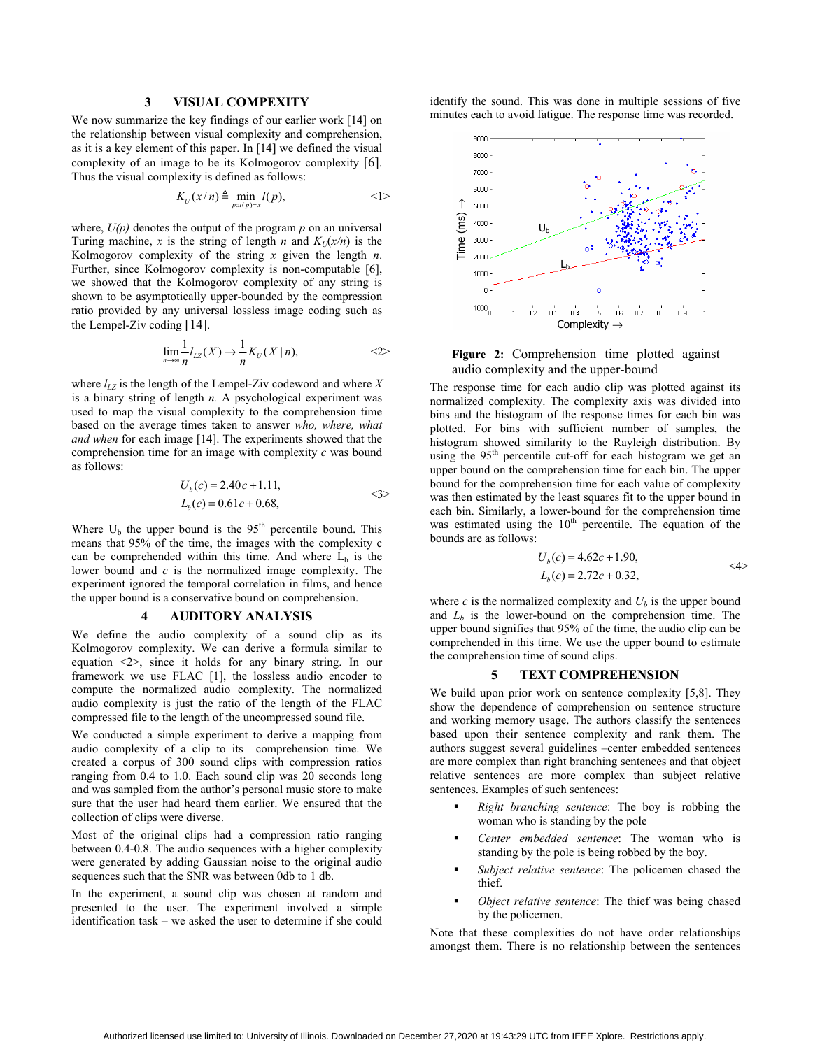## 3 VISUAL COMPEXITY

We now summarize the key findings of our earlier work [14] on the relationship between visual complexity and comprehension, as it is a key element of this paper. In [14] we defined the visual complexity of an image to be its Kolmogorov complexity [6]. Thus the visual complexity is defined as follows:

$$K_U(x/n) \triangleq \min_{p:u(p)=x} l(p), \qquad \text{<1>}$$

where, $U(p)$ denotes the output of the program $p$ on an universal Turing machine, $x$ is the string of length $n$ and $K_U(x/n)$ is the Kolmogorov complexity of the string $x$ given the length $n$. Further, since Kolmogorov complexity is non-computable [6], we showed that the Kolmogorov complexity of any string is shown to be asymptotically upper-bounded by the compression ratio provided by any universal lossless image coding such as the Lempel-Ziv coding [14].

$$\lim_{n\to\infty} \frac{1}{n} l_{LZ}(X) \to \frac{1}{n} K_U(X \mid n), \qquad \text{<2>}$$

where $l_{LZ}$ is the length of the Lempel-Ziv codeword and where $X$ is a binary string of length $n$. A psychological experiment was used to map the visual complexity to the comprehension time based on the average times taken to answer *who, where, what and when* for each image [14]. The experiments showed that the comprehension time for an image with complexity $c$ was bound as follows:

$$\begin{aligned} U_b(c) &= 2.40c + 1.11, \\ L_b(c) &= 0.61c + 0.68, \end{aligned} \qquad \text{<3>}$$

Where $U_b$ the upper bound is the 95th percentile bound. This means that 95% of the time, the images with the complexity c can be comprehended within this time. And where $L_b$ is the lower bound and $c$ is the normalized image complexity. The experiment ignored the temporal correlation in films, and hence the upper bound is a conservative bound on comprehension.

## 4 AUDITORY ANALYSIS

We define the audio complexity of a sound clip as its Kolmogorov complexity. We can derive a formula similar to equation <2>, since it holds for any binary string. In our framework we use FLAC [1], the lossless audio encoder to compute the normalized audio complexity. The normalized audio complexity is just the ratio of the length of the FLAC compressed file to the length of the uncompressed sound file.

We conducted a simple experiment to derive a mapping from audio complexity of a clip to its comprehension time. We created a corpus of 300 sound clips with compression ratios ranging from 0.4 to 1.0. Each sound clip was 20 seconds long and was sampled from the author's personal music store to make sure that the user had heard them earlier. We ensured that the collection of clips were diverse.

Most of the original clips had a compression ratio ranging between 0.4-0.8. The audio sequences with a higher complexity were generated by adding Gaussian noise to the original audio sequences such that the SNR was between 0db to 1 db.

In the experiment, a sound clip was chosen at random and presented to the user. The experiment involved a simple identification task – we asked the user to determine if she could identify the sound. This was done in multiple sessions of five minutes each to avoid fatigue. The response time was recorded.

**Figure 2:** Comprehension time plotted against audio complexity and the upper-bound

The response time for each audio clip was plotted against its normalized complexity. The complexity axis was divided into bins and the histogram of the response times for each bin was plotted. For bins with sufficient number of samples, the histogram showed similarity to the Rayleigh distribution. By using the 95th percentile cut-off for each histogram we get an upper bound on the comprehension time for each bin. The upper bound for the comprehension time for each value of complexity was then estimated by the least squares fit to the upper bound in each bin. Similarly, a lower-bound for the comprehension time was estimated using the 10th percentile. The equation of the bounds are as follows:

$$\begin{aligned} U_b(c) &= 4.62c + 1.90, \\ L_b(c) &= 2.72c + 0.32, \end{aligned} \qquad \text{<4>}$$

where $c$ is the normalized complexity and $U_b$ is the upper bound and $L_b$ is the lower-bound on the comprehension time. The upper bound signifies that 95% of the time, the audio clip can be comprehended in this time. We use the upper bound to estimate the comprehension time of sound clips.

## 5 TEXT COMPREHENSION

We build upon prior work on sentence complexity [5,8]. They show the dependence of comprehension on sentence structure and working memory usage. The authors classify the sentences based upon their sentence complexity and rank them. The authors suggest several guidelines –center embedded sentences are more complex than right branching sentences and that object relative sentences are more complex than subject relative sentences. Examples of such sentences:

- *Right branching sentence*: The boy is robbing the woman who is standing by the pole
- *Center embedded sentence*: The woman who is standing by the pole is being robbed by the boy.
- *Subject relative sentence*: The policemen chased the thief.
- *Object relative sentence*: The thief was being chased by the policemen.

Note that these complexities do not have order relationships amongst them. There is no relationship between the sentences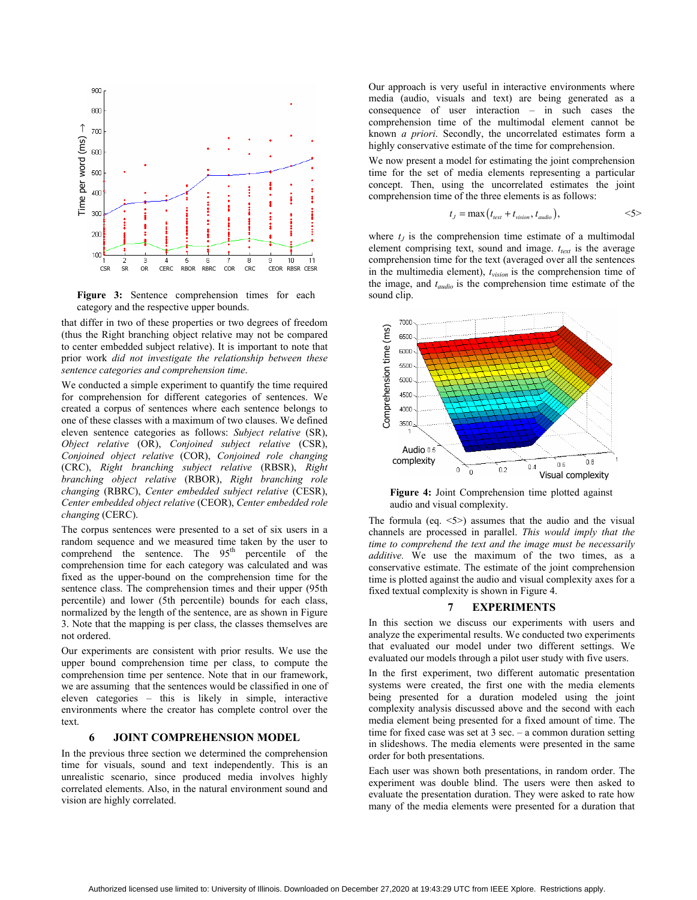Figure 3: Sentence comprehension times for each category and the respective upper bounds.

that differ in two of these properties or two degrees of freedom (thus the Right branching object relative may not be compared to center embedded subject relative). It is important to note that prior work *did not investigate the relationship between these sentence categories and comprehension time*.

We conducted a simple experiment to quantify the time required for comprehension for different categories of sentences. We created a corpus of sentences where each sentence belongs to one of these classes with a maximum of two clauses. We defined eleven sentence categories as follows: *Subject relative* (SR), *Object relative* (OR), *Conjoined subject relative* (CSR), *Conjoined object relative* (COR), *Conjoined role changing* (CRC), *Right branching subject relative* (RBSR), *Right branching object relative* (RBOR), *Right branching role changing* (RBRC), *Center embedded subject relative* (CESR), *Center embedded object relative* (CEOR), *Center embedded role changing* (CERC).

The corpus sentences were presented to a set of six users in a random sequence and we measured time taken by the user to comprehend the sentence. The 95th percentile of the comprehension time for each category was calculated and was fixed as the upper-bound on the comprehension time for the sentence class. The comprehension times and their upper (95th percentile) and lower (5th percentile) bounds for each class, normalized by the length of the sentence, are as shown in Figure 3. Note that the mapping is per class, the classes themselves are not ordered.

Our experiments are consistent with prior results. We use the upper bound comprehension time per class, to compute the comprehension time per sentence. Note that in our framework, we are assuming that the sentences would be classified in one of eleven categories – this is likely in simple, interactive environments where the creator has complete control over the text.

## 6 JOINT COMPREHENSION MODEL

In the previous three section we determined the comprehension time for visuals, sound and text independently. This is an unrealistic scenario, since produced media involves highly correlated elements. Also, in the natural environment sound and vision are highly correlated.

Our approach is very useful in interactive environments where media (audio, visuals and text) are being generated as a consequence of user interaction – in such cases the comprehension time of the multimodal element cannot be known *a priori*. Secondly, the uncorrelated estimates form a highly conservative estimate of the time for comprehension.

We now present a model for estimating the joint comprehension time for the set of media elements representing a particular concept. Then, using the uncorrelated estimates the joint comprehension time of the three elements is as follows:

$$t_J = \max\left(t_{text} + t_{vision}, t_{audio}\right), \qquad <5>$$

where $t_J$ is the comprehension time estimate of a multimodal element comprising text, sound and image. $t_{text}$ is the average comprehension time for the text (averaged over all the sentences in the multimedia element), $t_{vision}$ is the comprehension time of the image, and $t_{audio}$ is the comprehension time estimate of the sound clip.

Figure 4: Joint Comprehension time plotted against audio and visual complexity.

The formula (eq. <5>) assumes that the audio and the visual channels are processed in parallel. *This would imply that the time to comprehend the text and the image must be necessarily additive.* We use the maximum of the two times, as a conservative estimate. The estimate of the joint comprehension time is plotted against the audio and visual complexity axes for a fixed textual complexity is shown in Figure 4.

## 7 EXPERIMENTS

In this section we discuss our experiments with users and analyze the experimental results. We conducted two experiments that evaluated our model under two different settings. We evaluated our models through a pilot user study with five users.

In the first experiment, two different automatic presentation systems were created, the first one with the media elements being presented for a duration modeled using the joint complexity analysis discussed above and the second with each media element being presented for a fixed amount of time. The time for fixed case was set at 3 sec. – a common duration setting in slideshows. The media elements were presented in the same order for both presentations.

Each user was shown both presentations, in random order. The experiment was double blind. The users were then asked to evaluate the presentation duration. They were asked to rate how many of the media elements were presented for a duration that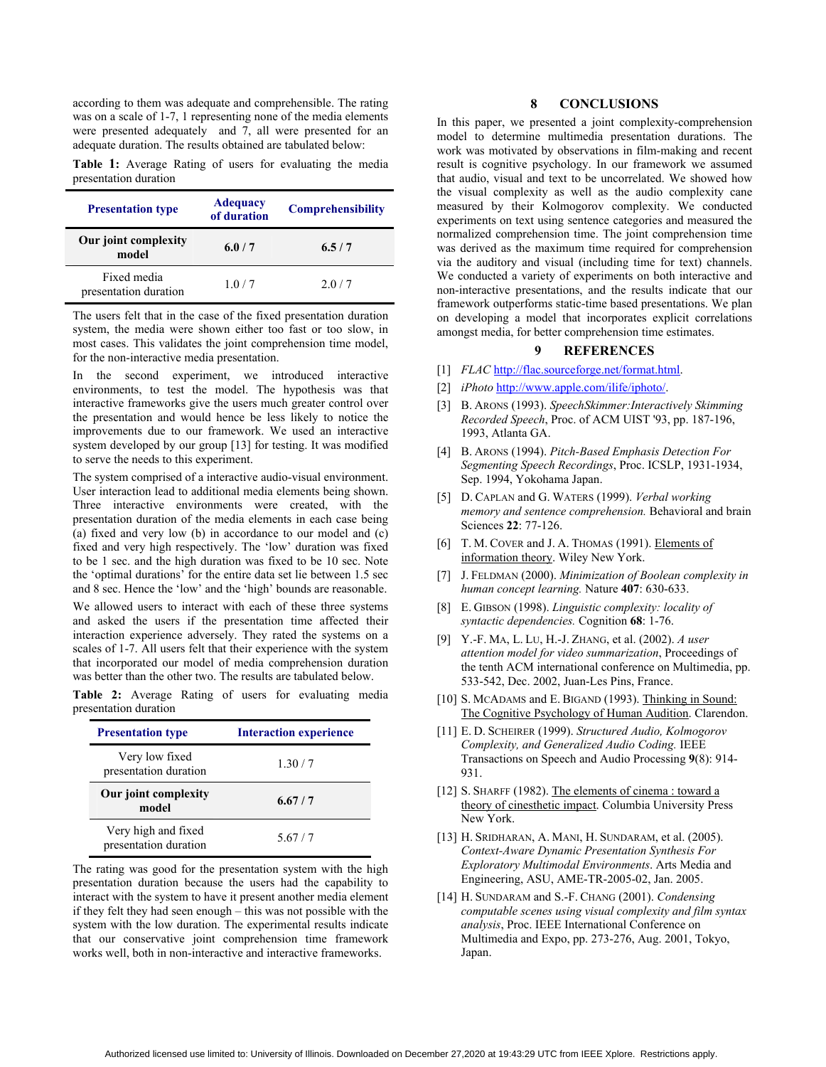according to them was adequate and comprehensible. The rating was on a scale of 1-7, 1 representing none of the media elements were presented adequately and 7, all were presented for an adequate duration. The results obtained are tabulated below:

**Table 1:** Average Rating of users for evaluating the media presentation duration

| Presentation type | Adequacy of duration | Comprehensibility |
|---|---|---|
| **Our joint complexity model** | **6.0 / 7** | **6.5 / 7** |
| Fixed media presentation duration | 1.0 / 7 | 2.0 / 7 |

The users felt that in the case of the fixed presentation duration system, the media were shown either too fast or too slow, in most cases. This validates the joint comprehension time model, for the non-interactive media presentation.

In the second experiment, we introduced interactive environments, to test the model. The hypothesis was that interactive frameworks give the users much greater control over the presentation and would hence be less likely to notice the improvements due to our framework. We used an interactive system developed by our group [13] for testing. It was modified to serve the needs to this experiment.

The system comprised of a interactive audio-visual environment. User interaction lead to additional media elements being shown. Three interactive environments were created, with the presentation duration of the media elements in each case being (a) fixed and very low (b) in accordance to our model and (c) fixed and very high respectively. The 'low' duration was fixed to be 1 sec. and the high duration was fixed to be 10 sec. Note the 'optimal durations' for the entire data set lie between 1.5 sec and 8 sec. Hence the 'low' and the 'high' bounds are reasonable.

We allowed users to interact with each of these three systems and asked the users if the presentation time affected their interaction experience adversely. They rated the systems on a scales of 1-7. All users felt that their experience with the system that incorporated our model of media comprehension duration was better than the other two. The results are tabulated below.

**Table 2:** Average Rating of users for evaluating media presentation duration

| Presentation type | Interaction experience |
|---|---|
| Very low fixed presentation duration | 1.30 / 7 |
| **Our joint complexity model** | **6.67 / 7** |
| Very high and fixed presentation duration | 5.67 / 7 |

The rating was good for the presentation system with the high presentation duration because the users had the capability to interact with the system to have it present another media element if they felt they had seen enough – this was not possible with the system with the low duration. The experimental results indicate that our conservative joint comprehension time framework works well, both in non-interactive and interactive frameworks.

## 8 CONCLUSIONS

In this paper, we presented a joint complexity-comprehension model to determine multimedia presentation durations. The work was motivated by observations in film-making and recent result is cognitive psychology. In our framework we assumed that audio, visual and text to be uncorrelated. We showed how the visual complexity as well as the audio complexity cane measured by their Kolmogorov complexity. We conducted experiments on text using sentence categories and measured the normalized comprehension time. The joint comprehension time was derived as the maximum time required for comprehension via the auditory and visual (including time for text) channels. We conducted a variety of experiments on both interactive and non-interactive presentations, and the results indicate that our framework outperforms static-time based presentations. We plan on developing a model that incorporates explicit correlations amongst media, for better comprehension time estimates.

## 9 REFERENCES

[1] *FLAC* http://flac.sourceforge.net/format.html.

[2] *iPhoto* http://www.apple.com/ilife/iphoto/.

[3] B. Arons (1993). *SpeechSkimmer:Interactively Skimming Recorded Speech*, Proc. of ACM UIST '93, pp. 187-196, 1993, Atlanta GA.

[4] B. Arons (1994). *Pitch-Based Emphasis Detection For Segmenting Speech Recordings*, Proc. ICSLP, 1931-1934, Sep. 1994, Yokohama Japan.

[5] D. Caplan and G. Waters (1999). *Verbal working memory and sentence comprehension.* Behavioral and brain Sciences **22**: 77-126.

[6] T. M. Cover and J. A. Thomas (1991). Elements of information theory. Wiley New York.

[7] J. Feldman (2000). *Minimization of Boolean complexity in human concept learning.* Nature **407**: 630-633.

[8] E. Gibson (1998). *Linguistic complexity: locality of syntactic dependencies.* Cognition **68**: 1-76.

[9] Y.-F. Ma, L. Lu, H.-J. Zhang, et al. (2002). *A user attention model for video summarization*, Proceedings of the tenth ACM international conference on Multimedia, pp. 533-542, Dec. 2002, Juan-Les Pins, France.

[10] S. McAdams and E. Bigand (1993). Thinking in Sound: The Cognitive Psychology of Human Audition. Clarendon.

[11] E. D. Scheirer (1999). *Structured Audio, Kolmogorov Complexity, and Generalized Audio Coding.* IEEE Transactions on Speech and Audio Processing **9**(8): 914-931.

[12] S. Sharff (1982). The elements of cinema : toward a theory of cinesthetic impact. Columbia University Press New York.

[13] H. Sridharan, A. Mani, H. Sundaram, et al. (2005). *Context-Aware Dynamic Presentation Synthesis For Exploratory Multimodal Environments*. Arts Media and Engineering, ASU, AME-TR-2005-02, Jan. 2005.

[14] H. Sundaram and S.-F. Chang (2001). *Condensing computable scenes using visual complexity and film syntax analysis*, Proc. IEEE International Conference on Multimedia and Expo, pp. 273-276, Aug. 2001, Tokyo, Japan.